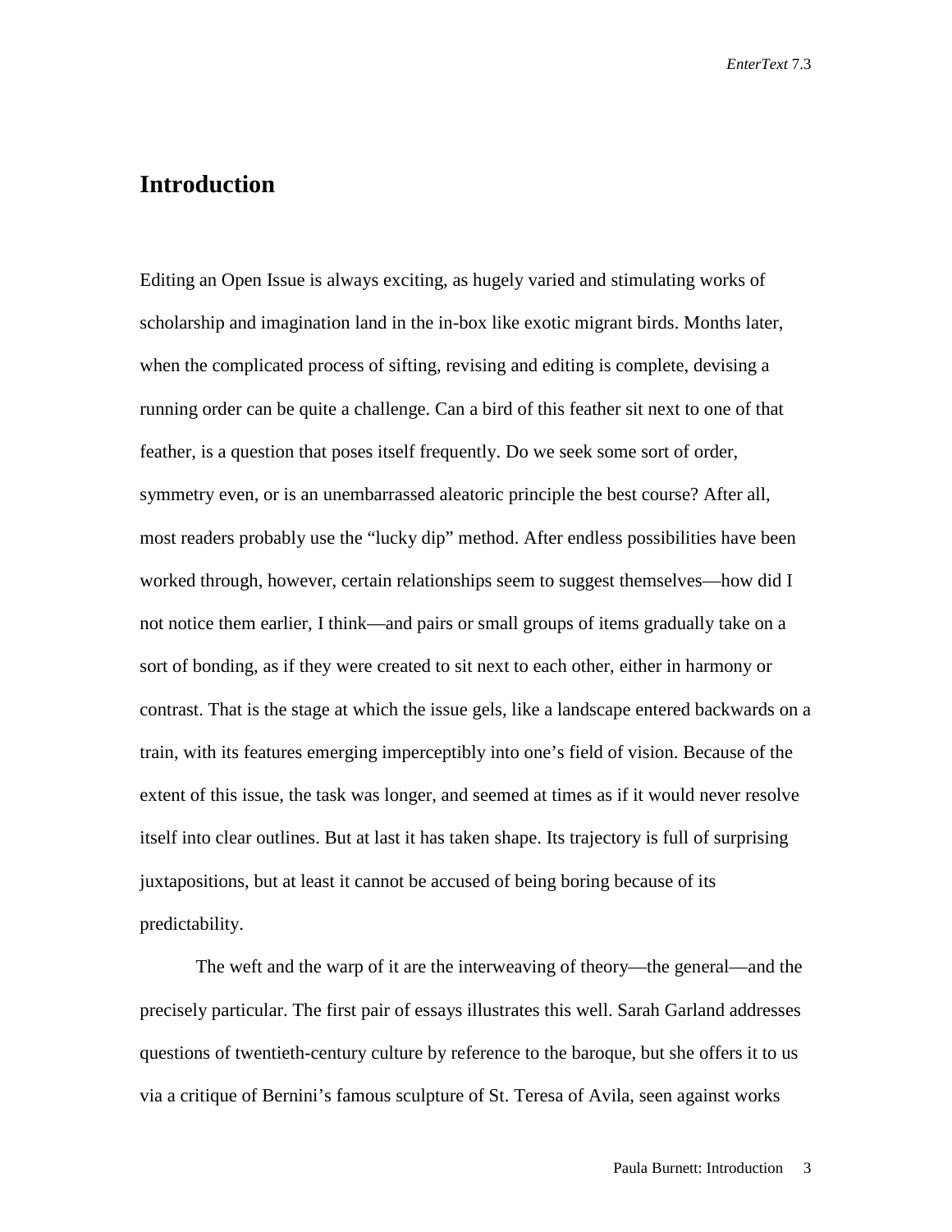# Introduction

Editing an Open Issue is always exciting, as hugely varied and stimulating works of scholarship and imagination land in the in-box like exotic migrant birds. Months later, when the complicated process of sifting, revising and editing is complete, devising a running order can be quite a challenge. Can a bird of this feather sit next to one of that feather, is a question that poses itself frequently. Do we seek some sort of order, symmetry even, or is an unembarrassed aleatoric principle the best course? After all, most readers probably use the "lucky dip" method. After endless possibilities have been worked through, however, certain relationships seem to suggest themselves—how did I not notice them earlier, I think—and pairs or small groups of items gradually take on a sort of bonding, as if they were created to sit next to each other, either in harmony or contrast. That is the stage at which the issue gels, like a landscape entered backwards on a train, with its features emerging imperceptibly into one's field of vision. Because of the extent of this issue, the task was longer, and seemed at times as if it would never resolve itself into clear outlines. But at last it has taken shape. Its trajectory is full of surprising juxtapositions, but at least it cannot be accused of being boring because of its predictability.

The weft and the warp of it are the interweaving of theory—the general—and the precisely particular. The first pair of essays illustrates this well. Sarah Garland addresses questions of twentieth-century culture by reference to the baroque, but she offers it to us via a critique of Bernini's famous sculpture of St. Teresa of Avila, seen against works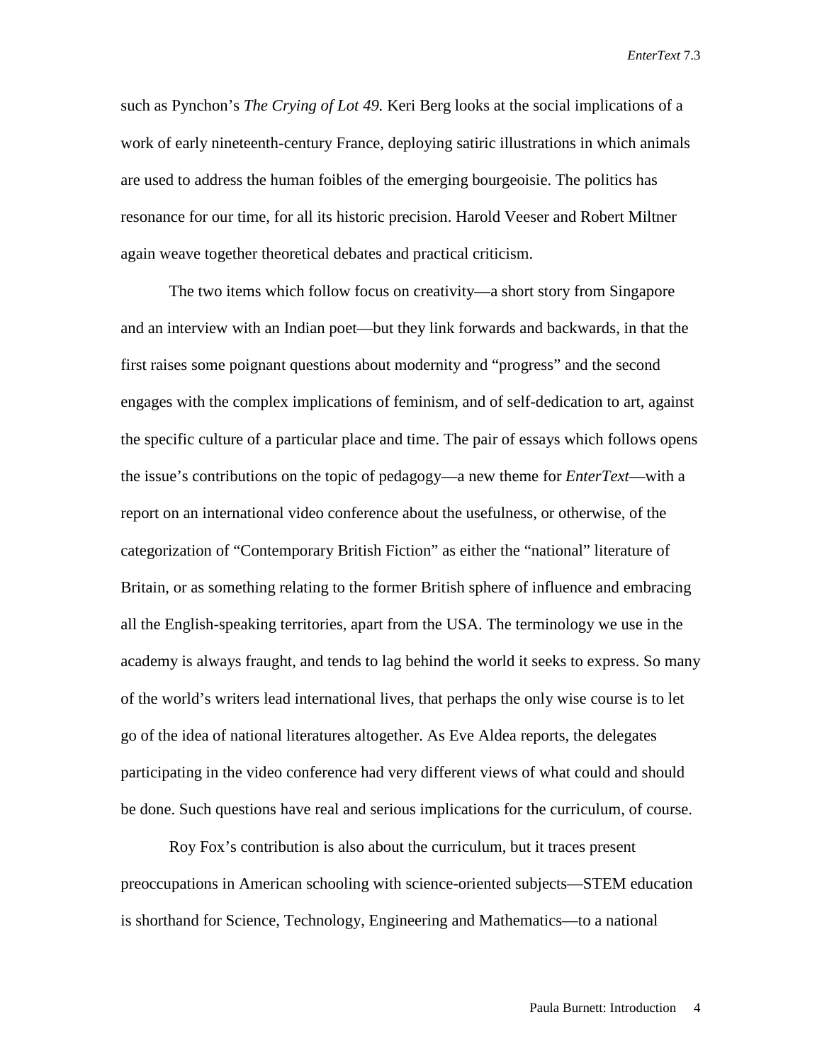such as Pynchon's *The Crying of Lot 49.* Keri Berg looks at the social implications of a work of early nineteenth-century France, deploying satiric illustrations in which animals are used to address the human foibles of the emerging bourgeoisie. The politics has resonance for our time, for all its historic precision. Harold Veeser and Robert Miltner again weave together theoretical debates and practical criticism.

The two items which follow focus on creativity—a short story from Singapore and an interview with an Indian poet—but they link forwards and backwards, in that the first raises some poignant questions about modernity and "progress" and the second engages with the complex implications of feminism, and of self-dedication to art, against the specific culture of a particular place and time. The pair of essays which follows opens the issue's contributions on the topic of pedagogy—a new theme for *EnterText*—with a report on an international video conference about the usefulness, or otherwise, of the categorization of "Contemporary British Fiction" as either the "national" literature of Britain, or as something relating to the former British sphere of influence and embracing all the English-speaking territories, apart from the USA. The terminology we use in the academy is always fraught, and tends to lag behind the world it seeks to express. So many of the world's writers lead international lives, that perhaps the only wise course is to let go of the idea of national literatures altogether. As Eve Aldea reports, the delegates participating in the video conference had very different views of what could and should be done. Such questions have real and serious implications for the curriculum, of course.

Roy Fox's contribution is also about the curriculum, but it traces present preoccupations in American schooling with science-oriented subjects—STEM education is shorthand for Science, Technology, Engineering and Mathematics—to a national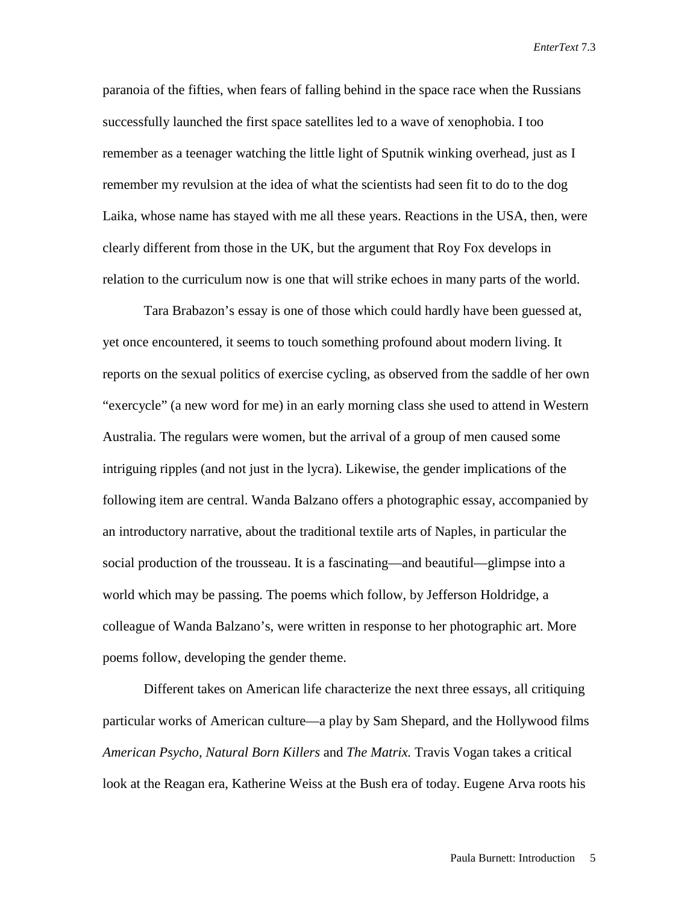paranoia of the fifties, when fears of falling behind in the space race when the Russians successfully launched the first space satellites led to a wave of xenophobia. I too remember as a teenager watching the little light of Sputnik winking overhead, just as I remember my revulsion at the idea of what the scientists had seen fit to do to the dog Laika, whose name has stayed with me all these years. Reactions in the USA, then, were clearly different from those in the UK, but the argument that Roy Fox develops in relation to the curriculum now is one that will strike echoes in many parts of the world.

Tara Brabazon's essay is one of those which could hardly have been guessed at, yet once encountered, it seems to touch something profound about modern living. It reports on the sexual politics of exercise cycling, as observed from the saddle of her own "exercycle" (a new word for me) in an early morning class she used to attend in Western Australia. The regulars were women, but the arrival of a group of men caused some intriguing ripples (and not just in the lycra). Likewise, the gender implications of the following item are central. Wanda Balzano offers a photographic essay, accompanied by an introductory narrative, about the traditional textile arts of Naples, in particular the social production of the trousseau. It is a fascinating—and beautiful—glimpse into a world which may be passing. The poems which follow, by Jefferson Holdridge, a colleague of Wanda Balzano's, were written in response to her photographic art. More poems follow, developing the gender theme.

Different takes on American life characterize the next three essays, all critiquing particular works of American culture—a play by Sam Shepard, and the Hollywood films *American Psycho, Natural Born Killers* and *The Matrix.* Travis Vogan takes a critical look at the Reagan era, Katherine Weiss at the Bush era of today. Eugene Arva roots his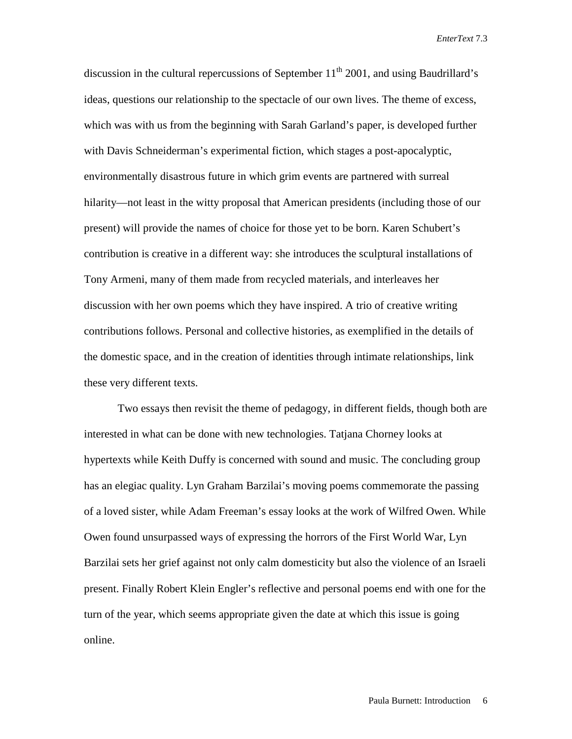discussion in the cultural repercussions of September 11th 2001, and using Baudrillard's ideas, questions our relationship to the spectacle of our own lives. The theme of excess, which was with us from the beginning with Sarah Garland's paper, is developed further with Davis Schneiderman's experimental fiction, which stages a post-apocalyptic, environmentally disastrous future in which grim events are partnered with surreal hilarity—not least in the witty proposal that American presidents (including those of our present) will provide the names of choice for those yet to be born. Karen Schubert's contribution is creative in a different way: she introduces the sculptural installations of Tony Armeni, many of them made from recycled materials, and interleaves her discussion with her own poems which they have inspired. A trio of creative writing contributions follows. Personal and collective histories, as exemplified in the details of the domestic space, and in the creation of identities through intimate relationships, link these very different texts.

Two essays then revisit the theme of pedagogy, in different fields, though both are interested in what can be done with new technologies. Tatjana Chorney looks at hypertexts while Keith Duffy is concerned with sound and music. The concluding group has an elegiac quality. Lyn Graham Barzilai's moving poems commemorate the passing of a loved sister, while Adam Freeman's essay looks at the work of Wilfred Owen. While Owen found unsurpassed ways of expressing the horrors of the First World War, Lyn Barzilai sets her grief against not only calm domesticity but also the violence of an Israeli present. Finally Robert Klein Engler's reflective and personal poems end with one for the turn of the year, which seems appropriate given the date at which this issue is going online.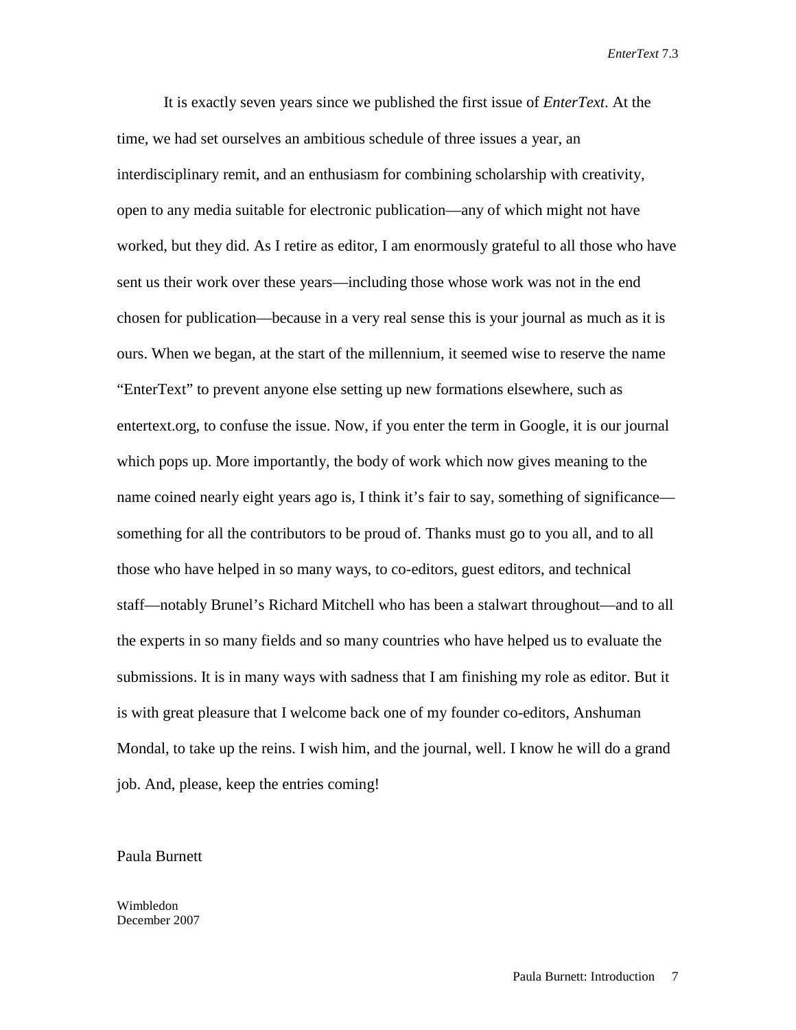It is exactly seven years since we published the first issue of *EnterText*. At the time, we had set ourselves an ambitious schedule of three issues a year, an interdisciplinary remit, and an enthusiasm for combining scholarship with creativity, open to any media suitable for electronic publication—any of which might not have worked, but they did. As I retire as editor, I am enormously grateful to all those who have sent us their work over these years—including those whose work was not in the end chosen for publication—because in a very real sense this is your journal as much as it is ours. When we began, at the start of the millennium, it seemed wise to reserve the name "EnterText" to prevent anyone else setting up new formations elsewhere, such as entertext.org, to confuse the issue. Now, if you enter the term in Google, it is our journal which pops up. More importantly, the body of work which now gives meaning to the name coined nearly eight years ago is, I think it's fair to say, something of significance—something for all the contributors to be proud of. Thanks must go to you all, and to all those who have helped in so many ways, to co-editors, guest editors, and technical staff—notably Brunel's Richard Mitchell who has been a stalwart throughout—and to all the experts in so many fields and so many countries who have helped us to evaluate the submissions. It is in many ways with sadness that I am finishing my role as editor. But it is with great pleasure that I welcome back one of my founder co-editors, Anshuman Mondal, to take up the reins. I wish him, and the journal, well. I know he will do a grand job. And, please, keep the entries coming!

Paula Burnett

Wimbledon
December 2007